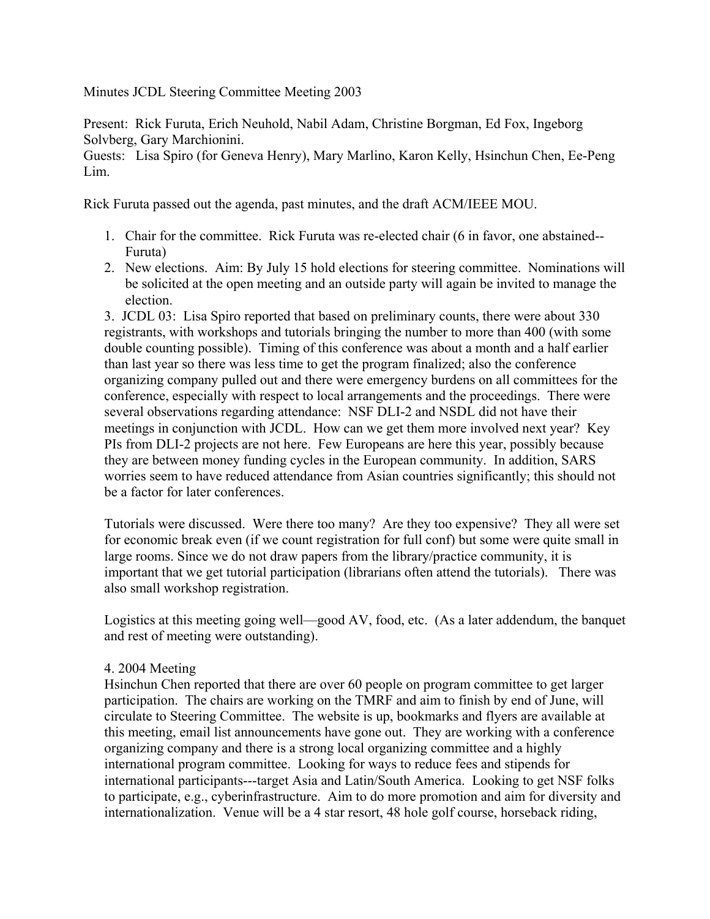Minutes JCDL Steering Committee Meeting 2003

Present: Rick Furuta, Erich Neuhold, Nabil Adam, Christine Borgman, Ed Fox, Ingeborg Solvberg, Gary Marchionini.
Guests: Lisa Spiro (for Geneva Henry), Mary Marlino, Karon Kelly, Hsinchun Chen, Ee-Peng Lim.

Rick Furuta passed out the agenda, past minutes, and the draft ACM/IEEE MOU.

1. Chair for the committee. Rick Furuta was re-elected chair (6 in favor, one abstained--Furuta)
2. New elections. Aim: By July 15 hold elections for steering committee. Nominations will be solicited at the open meeting and an outside party will again be invited to manage the election.

3. JCDL 03: Lisa Spiro reported that based on preliminary counts, there were about 330 registrants, with workshops and tutorials bringing the number to more than 400 (with some double counting possible). Timing of this conference was about a month and a half earlier than last year so there was less time to get the program finalized; also the conference organizing company pulled out and there were emergency burdens on all committees for the conference, especially with respect to local arrangements and the proceedings. There were several observations regarding attendance: NSF DLI-2 and NSDL did not have their meetings in conjunction with JCDL. How can we get them more involved next year? Key PIs from DLI-2 projects are not here. Few Europeans are here this year, possibly because they are between money funding cycles in the European community. In addition, SARS worries seem to have reduced attendance from Asian countries significantly; this should not be a factor for later conferences.

Tutorials were discussed. Were there too many? Are they too expensive? They all were set for economic break even (if we count registration for full conf) but some were quite small in large rooms. Since we do not draw papers from the library/practice community, it is important that we get tutorial participation (librarians often attend the tutorials). There was also small workshop registration.

Logistics at this meeting going well—good AV, food, etc. (As a later addendum, the banquet and rest of meeting were outstanding).

4. 2004 Meeting
Hsinchun Chen reported that there are over 60 people on program committee to get larger participation. The chairs are working on the TMRF and aim to finish by end of June, will circulate to Steering Committee. The website is up, bookmarks and flyers are available at this meeting, email list announcements have gone out. They are working with a conference organizing company and there is a strong local organizing committee and a highly international program committee. Looking for ways to reduce fees and stipends for international participants---target Asia and Latin/South America. Looking to get NSF folks to participate, e.g., cyberinfrastructure. Aim to do more promotion and aim for diversity and internationalization. Venue will be a 4 star resort, 48 hole golf course, horseback riding,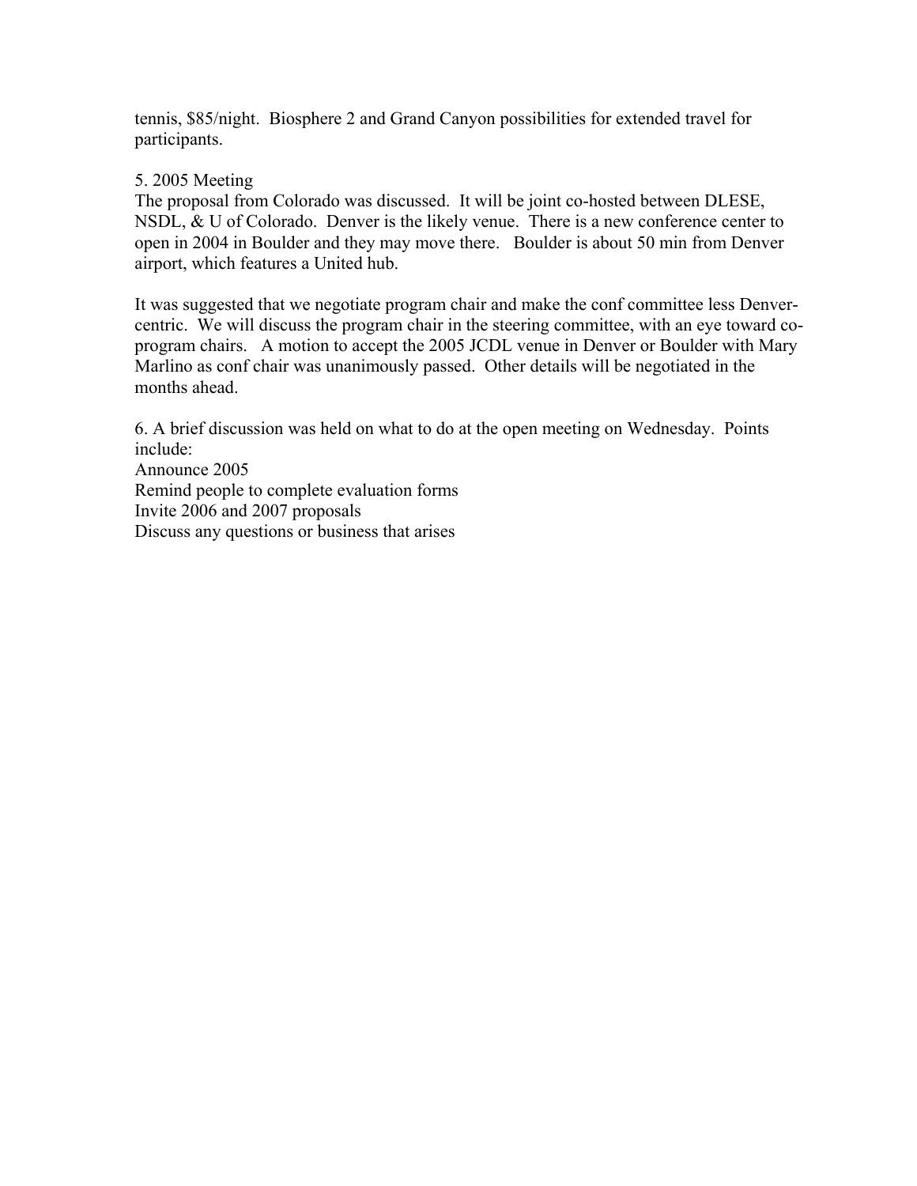tennis, $85/night. Biosphere 2 and Grand Canyon possibilities for extended travel for participants.

5. 2005 Meeting
The proposal from Colorado was discussed. It will be joint co-hosted between DLESE, NSDL, & U of Colorado. Denver is the likely venue. There is a new conference center to open in 2004 in Boulder and they may move there. Boulder is about 50 min from Denver airport, which features a United hub.

It was suggested that we negotiate program chair and make the conf committee less Denver-centric. We will discuss the program chair in the steering committee, with an eye toward co-program chairs. A motion to accept the 2005 JCDL venue in Denver or Boulder with Mary Marlino as conf chair was unanimously passed. Other details will be negotiated in the months ahead.

6. A brief discussion was held on what to do at the open meeting on Wednesday. Points include:
Announce 2005
Remind people to complete evaluation forms
Invite 2006 and 2007 proposals
Discuss any questions or business that arises